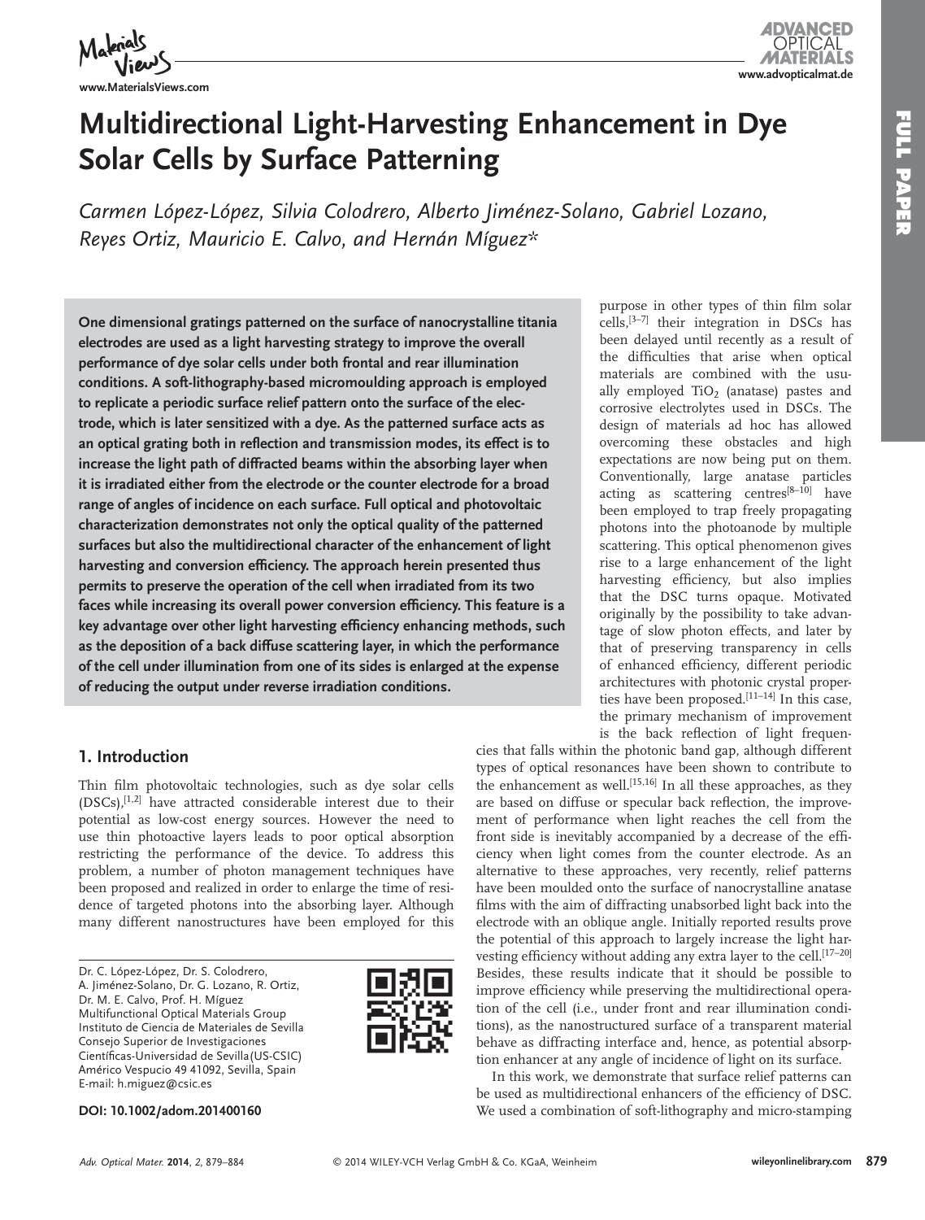# Multidirectional Light-Harvesting Enhancement in Dye Solar Cells by Surface Patterning

*Carmen López-López, Silvia Colodrero, Alberto Jiménez-Solano, Gabriel Lozano, Reyes Ortiz, Mauricio E. Calvo, and Hernán Míguez\**

**One dimensional gratings patterned on the surface of nanocrystalline titania electrodes are used as a light harvesting strategy to improve the overall performance of dye solar cells under both frontal and rear illumination conditions. A soft-lithography-based micromoulding approach is employed to replicate a periodic surface relief pattern onto the surface of the electrode, which is later sensitized with a dye. As the patterned surface acts as an optical grating both in reflection and transmission modes, its effect is to increase the light path of diffracted beams within the absorbing layer when it is irradiated either from the electrode or the counter electrode for a broad range of angles of incidence on each surface. Full optical and photovoltaic characterization demonstrates not only the optical quality of the patterned surfaces but also the multidirectional character of the enhancement of light harvesting and conversion efficiency. The approach herein presented thus permits to preserve the operation of the cell when irradiated from its two faces while increasing its overall power conversion efficiency. This feature is a key advantage over other light harvesting efficiency enhancing methods, such as the deposition of a back diffuse scattering layer, in which the performance of the cell under illumination from one of its sides is enlarged at the expense of reducing the output under reverse irradiation conditions.**

## 1. Introduction

Thin film photovoltaic technologies, such as dye solar cells (DSCs),[1,2] have attracted considerable interest due to their potential as low-cost energy sources. However the need to use thin photoactive layers leads to poor optical absorption restricting the performance of the device. To address this problem, a number of photon management techniques have been proposed and realized in order to enlarge the time of residence of targeted photons into the absorbing layer. Although many different nanostructures have been employed for this purpose in other types of thin film solar cells,[3–7] their integration in DSCs has been delayed until recently as a result of the difficulties that arise when optical materials are combined with the usually employed $TiO_2$ (anatase) pastes and corrosive electrolytes used in DSCs. The design of materials ad hoc has allowed overcoming these obstacles and high expectations are now being put on them. Conventionally, large anatase particles acting as scattering centres[8–10] have been employed to trap freely propagating photons into the photoanode by multiple scattering. This optical phenomenon gives rise to a large enhancement of the light harvesting efficiency, but also implies that the DSC turns opaque. Motivated originally by the possibility to take advantage of slow photon effects, and later by that of preserving transparency in cells of enhanced efficiency, different periodic architectures with photonic crystal properties have been proposed.[11–14] In this case, the primary mechanism of improvement is the back reflection of light frequencies that falls within the photonic band gap, although different types of optical resonances have been shown to contribute to the enhancement as well.[15,16] In all these approaches, as they are based on diffuse or specular back reflection, the improvement of performance when light reaches the cell from the front side is inevitably accompanied by a decrease of the efficiency when light comes from the counter electrode. As an alternative to these approaches, very recently, relief patterns have been moulded onto the surface of nanocrystalline anatase films with the aim of diffracting unabsorbed light back into the electrode with an oblique angle. Initially reported results prove the potential of this approach to largely increase the light harvesting efficiency without adding any extra layer to the cell.[17–20] Besides, these results indicate that it should be possible to improve efficiency while preserving the multidirectional operation of the cell (i.e., under front and rear illumination conditions), as the nanostructured surface of a transparent material behave as diffracting interface and, hence, as potential absorption enhancer at any angle of incidence of light on its surface.

In this work, we demonstrate that surface relief patterns can be used as multidirectional enhancers of the efficiency of DSC. We used a combination of soft-lithography and micro-stamping

Dr. C. López-López, Dr. S. Colodrero, A. Jiménez-Solano, Dr. G. Lozano, R. Ortiz, Dr. M. E. Calvo, Prof. H. Míguez
Multifunctional Optical Materials Group
Instituto de Ciencia de Materiales de Sevilla
Consejo Superior de Investigaciones Científicas-Universidad de Sevilla(US-CSIC)
Américo Vespucio 49 41092, Sevilla, Spain
E-mail: h.miguez@csic.es

**DOI: 10.1002/adom.201400160**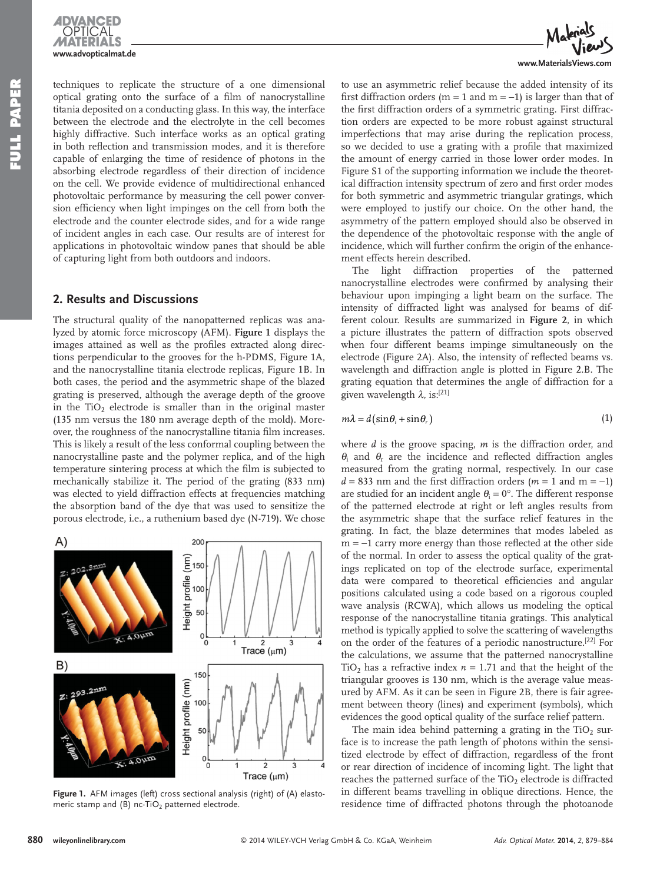techniques to replicate the structure of a one dimensional optical grating onto the surface of a film of nanocrystalline titania deposited on a conducting glass. In this way, the interface between the electrode and the electrolyte in the cell becomes highly diffractive. Such interface works as an optical grating in both reflection and transmission modes, and it is therefore capable of enlarging the time of residence of photons in the absorbing electrode regardless of their direction of incidence on the cell. We provide evidence of multidirectional enhanced photovoltaic performance by measuring the cell power conversion efficiency when light impinges on the cell from both the electrode and the counter electrode sides, and for a wide range of incident angles in each case. Our results are of interest for applications in photovoltaic window panes that should be able of capturing light from both outdoors and indoors.

## 2. Results and Discussions

The structural quality of the nanopatterned replicas was analyzed by atomic force microscopy (AFM). **Figure 1** displays the images attained as well as the profiles extracted along directions perpendicular to the grooves for the h-PDMS, Figure 1A, and the nanocrystalline titania electrode replicas, Figure 1B. In both cases, the period and the asymmetric shape of the blazed grating is preserved, although the average depth of the groove in the $TiO_2$ electrode is smaller than in the original master (135 nm versus the 180 nm average depth of the mold). Moreover, the roughness of the nanocrystalline titania film increases. This is likely a result of the less conformal coupling between the nanocrystalline paste and the polymer replica, and of the high temperature sintering process at which the film is subjected to mechanically stabilize it. The period of the grating (833 nm) was elected to yield diffraction effects at frequencies matching the absorption band of the dye that was used to sensitize the porous electrode, i.e., a ruthenium based dye (N-719). We chose to use an asymmetric relief because the added intensity of its first diffraction orders (m = 1 and m = −1) is larger than that of the first diffraction orders of a symmetric grating. First diffraction orders are expected to be more robust against structural imperfections that may arise during the replication process, so we decided to use a grating with a profile that maximized the amount of energy carried in those lower order modes. In Figure S1 of the supporting information we include the theoretical diffraction intensity spectrum of zero and first order modes for both symmetric and asymmetric triangular gratings, which were employed to justify our choice. On the other hand, the asymmetry of the pattern employed should also be observed in the dependence of the photovoltaic response with the angle of incidence, which will further confirm the origin of the enhancement effects herein described.

Figure 1. AFM images (left) cross sectional analysis (right) of (A) elastomeric stamp and (B) nc-$TiO_2$ patterned electrode.

The light diffraction properties of the patterned nanocrystalline electrodes were confirmed by analysing their behaviour upon impinging a light beam on the surface. The intensity of diffracted light was analysed for beams of different colour. Results are summarized in **Figure 2**, in which a picture illustrates the pattern of diffraction spots observed when four different beams impinge simultaneously on the electrode (Figure 2A). Also, the intensity of reflected beams vs. wavelength and diffraction angle is plotted in Figure 2.B. The grating equation that determines the angle of diffraction for a given wavelength $\lambda$, is:[21]

$$m\lambda = d(\sin\theta_i + \sin\theta_r) \qquad (1)$$

where $d$ is the groove spacing, $m$ is the diffraction order, and $\theta_i$ and $\theta_r$ are the incidence and reflected diffraction angles measured from the grating normal, respectively. In our case $d = 833$ nm and the first diffraction orders ($m = 1$ and $m = -1$) are studied for an incident angle $\theta_i = 0°$. The different response of the patterned electrode at right or left angles results from the asymmetric shape that the surface relief features in the grating. In fact, the blaze determines that modes labeled as m = −1 carry more energy than those reflected at the other side of the normal. In order to assess the optical quality of the gratings replicated on top of the electrode surface, experimental data were compared to theoretical efficiencies and angular positions calculated using a code based on a rigorous coupled wave analysis (RCWA), which allows us modeling the optical response of the nanocrystalline titania gratings. This analytical method is typically applied to solve the scattering of wavelengths on the order of the features of a periodic nanostructure.[22] For the calculations, we assume that the patterned nanocrystalline $TiO_2$ has a refractive index $n = 1.71$ and that the height of the triangular grooves is 130 nm, which is the average value measured by AFM. As it can be seen in Figure 2B, there is fair agreement between theory (lines) and experiment (symbols), which evidences the good optical quality of the surface relief pattern.

The main idea behind patterning a grating in the $TiO_2$ surface is to increase the path length of photons within the sensitized electrode by effect of diffraction, regardless of the front or rear direction of incidence of incoming light. The light that reaches the patterned surface of the $TiO_2$ electrode is diffracted in different beams travelling in oblique directions. Hence, the residence time of diffracted photons through the photoanode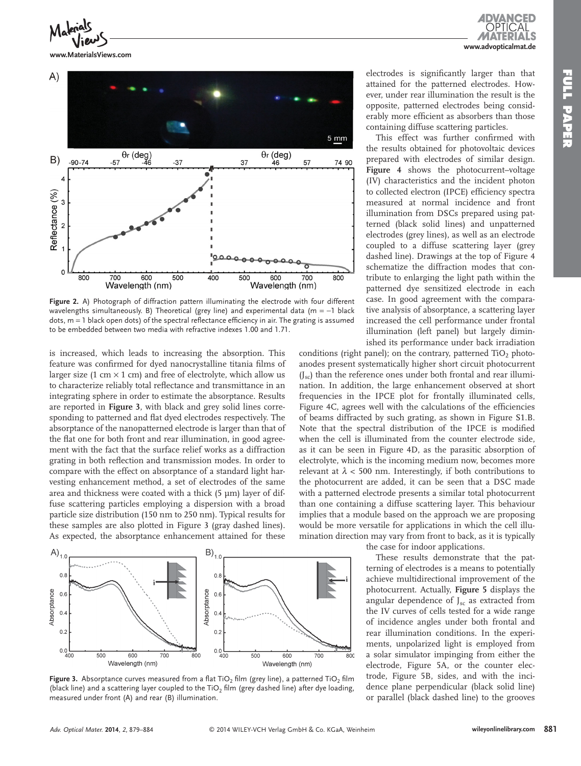Figure 2. A) Photograph of diffraction pattern illuminating the electrode with four different wavelengths simultaneously. B) Theoretical (grey line) and experimental data (m = −1 black dots, m = 1 black open dots) of the spectral reflectance efficiency in air. The grating is assumed to be embedded between two media with refractive indexes 1.00 and 1.71.

is increased, which leads to increasing the absorption. This feature was confirmed for dyed nanocrystalline titania films of larger size (1 cm × 1 cm) and free of electrolyte, which allow us to characterize reliably total reflectance and transmittance in an integrating sphere in order to estimate the absorptance. Results are reported in **Figure 3**, with black and grey solid lines corresponding to patterned and flat dyed electrodes respectively. The absorptance of the nanopatterned electrode is larger than that of the flat one for both front and rear illumination, in good agreement with the fact that the surface relief works as a diffraction grating in both reflection and transmission modes. In order to compare with the effect on absorptance of a standard light harvesting enhancement method, a set of electrodes of the same area and thickness were coated with a thick (5 µm) layer of diffuse scattering particles employing a dispersion with a broad particle size distribution (150 nm to 250 nm). Typical results for these samples are also plotted in Figure 3 (gray dashed lines). As expected, the absorptance enhancement attained for these electrodes is significantly larger than that attained for the patterned electrodes. However, under rear illumination the result is the opposite, patterned electrodes being considerably more efficient as absorbers than those containing diffuse scattering particles.

Figure 3. Absorptance curves measured from a flat $TiO_2$ film (grey line), a patterned $TiO_2$ film (black line) and a scattering layer coupled to the $TiO_2$ film (grey dashed line) after dye loading, measured under front (A) and rear (B) illumination.

This effect was further confirmed with the results obtained for photovoltaic devices prepared with electrodes of similar design. **Figure 4** shows the photocurrent–voltage (IV) characteristics and the incident photon to collected electron (IPCE) efficiency spectra measured at normal incidence and front illumination from DSCs prepared using patterned (black solid lines) and unpatterned electrodes (grey lines), as well as an electrode coupled to a diffuse scattering layer (grey dashed line). Drawings at the top of Figure 4 schematize the diffraction modes that contribute to enlarging the light path within the patterned dye sensitized electrode in each case. In good agreement with the comparative analysis of absorptance, a scattering layer increased the cell performance under frontal illumination (left panel) but largely diminished its performance under back irradiation conditions (right panel); on the contrary, patterned $TiO_2$ photoanodes present systematically higher short circuit photocurrent ($J_{sc}$) than the reference ones under both frontal and rear illumination. In addition, the large enhancement observed at short frequencies in the IPCE plot for frontally illuminated cells, Figure 4C, agrees well with the calculations of the efficiencies of beams diffracted by such grating, as shown in Figure S1.B. Note that the spectral distribution of the IPCE is modified when the cell is illuminated from the counter electrode side, as it can be seen in Figure 4D, as the parasitic absorption of electrolyte, which is the incoming medium now, becomes more relevant at $\lambda < 500$ nm. Interestingly, if both contributions to the photocurrent are added, it can be seen that a DSC made with a patterned electrode presents a similar total photocurrent than one containing a diffuse scattering layer. This behaviour implies that a module based on the approach we are proposing would be more versatile for applications in which the cell illumination direction may vary from front to back, as it is typically the case for indoor applications.

These results demonstrate that the patterning of electrodes is a means to potentially achieve multidirectional improvement of the photocurrent. Actually, **Figure 5** displays the angular dependence of $J_{sc}$ as extracted from the IV curves of cells tested for a wide range of incidence angles under both frontal and rear illumination conditions. In the experiments, unpolarized light is employed from a solar simulator impinging from either the electrode, Figure 5A, or the counter electrode, Figure 5B, sides, and with the incidence plane perpendicular (black solid line) or parallel (black dashed line) to the grooves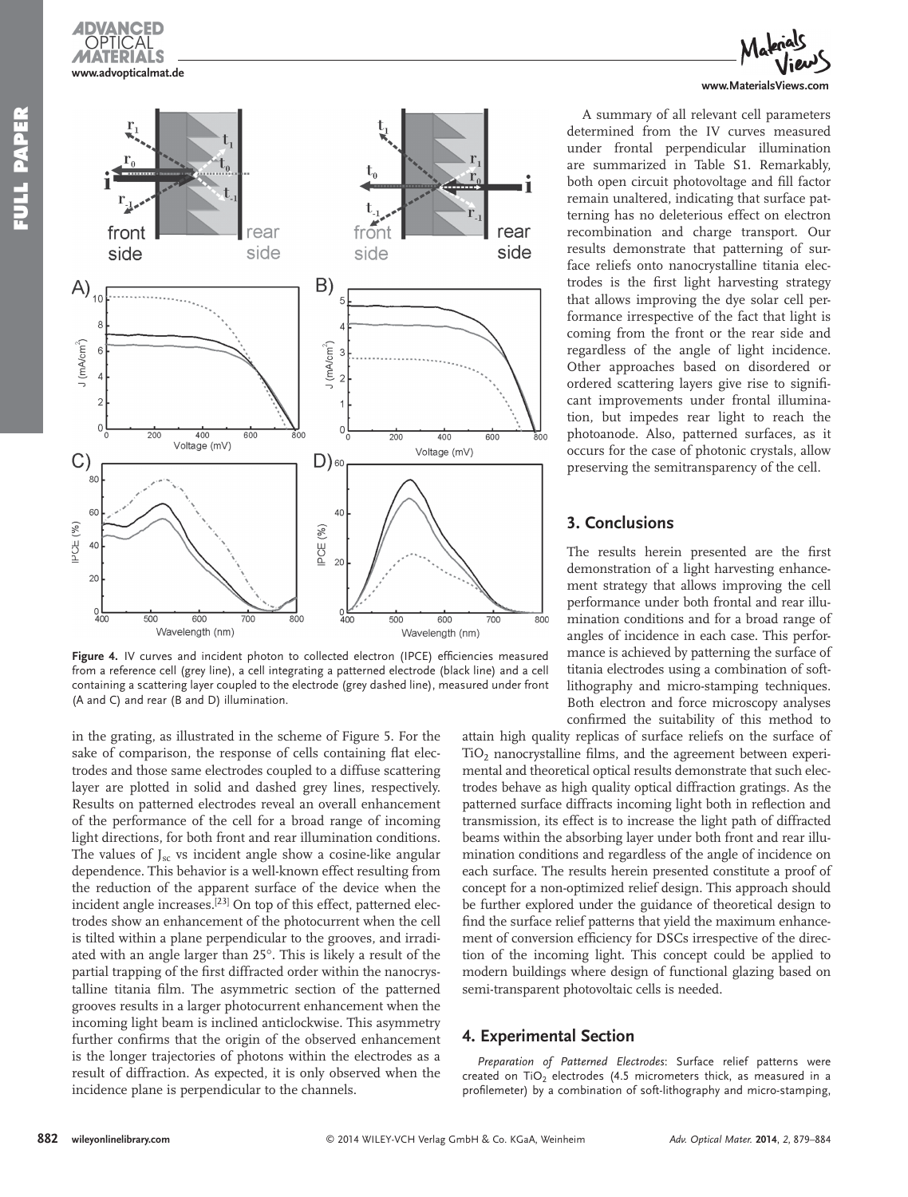Figure 4. IV curves and incident photon to collected electron (IPCE) efficiencies measured from a reference cell (grey line), a cell integrating a patterned electrode (black line) and a cell containing a scattering layer coupled to the electrode (grey dashed line), measured under front (A and C) and rear (B and D) illumination.

in the grating, as illustrated in the scheme of Figure 5. For the sake of comparison, the response of cells containing flat electrodes and those same electrodes coupled to a diffuse scattering layer are plotted in solid and dashed grey lines, respectively. Results on patterned electrodes reveal an overall enhancement of the performance of the cell for a broad range of incoming light directions, for both front and rear illumination conditions. The values of $J_{sc}$ vs incident angle show a cosine-like angular dependence. This behavior is a well-known effect resulting from the reduction of the apparent surface of the device when the incident angle increases.[23] On top of this effect, patterned electrodes show an enhancement of the photocurrent when the cell is tilted within a plane perpendicular to the grooves, and irradiated with an angle larger than 25°. This is likely a result of the partial trapping of the first diffracted order within the nanocrystalline titania film. The asymmetric section of the patterned grooves results in a larger photocurrent enhancement when the incoming light beam is inclined anticlockwise. This asymmetry further confirms that the origin of the observed enhancement is the longer trajectories of photons within the electrodes as a result of diffraction. As expected, it is only observed when the incidence plane is perpendicular to the channels.

A summary of all relevant cell parameters determined from the IV curves measured under frontal perpendicular illumination are summarized in Table S1. Remarkably, both open circuit photovoltage and fill factor remain unaltered, indicating that surface patterning has no deleterious effect on electron recombination and charge transport. Our results demonstrate that patterning of surface reliefs onto nanocrystalline titania electrodes is the first light harvesting strategy that allows improving the dye solar cell performance irrespective of the fact that light is coming from the front or the rear side and regardless of the angle of light incidence. Other approaches based on disordered or ordered scattering layers give rise to significant improvements under frontal illumination, but impedes rear light to reach the photoanode. Also, patterned surfaces, as it occurs for the case of photonic crystals, allow preserving the semitransparency of the cell.

## 3. Conclusions

The results herein presented are the first demonstration of a light harvesting enhancement strategy that allows improving the cell performance under both frontal and rear illumination conditions and for a broad range of angles of incidence in each case. This performance is achieved by patterning the surface of titania electrodes using a combination of soft-lithography and micro-stamping techniques. Both electron and force microscopy analyses confirmed the suitability of this method to attain high quality replicas of surface reliefs on the surface of $TiO_2$ nanocrystalline films, and the agreement between experimental and theoretical optical results demonstrate that such electrodes behave as high quality optical diffraction gratings. As the patterned surface diffracts incoming light both in reflection and transmission, its effect is to increase the light path of diffracted beams within the absorbing layer under both front and rear illumination conditions and regardless of the angle of incidence on each surface. The results herein presented constitute a proof of concept for a non-optimized relief design. This approach should be further explored under the guidance of theoretical design to find the surface relief patterns that yield the maximum enhancement of conversion efficiency for DSCs irrespective of the direction of the incoming light. This concept could be applied to modern buildings where design of functional glazing based on semi-transparent photovoltaic cells is needed.

## 4. Experimental Section

*Preparation of Patterned Electrodes*: Surface relief patterns were created on $TiO_2$ electrodes (4.5 micrometers thick, as measured in a profilemeter) by a combination of soft-lithography and micro-stamping,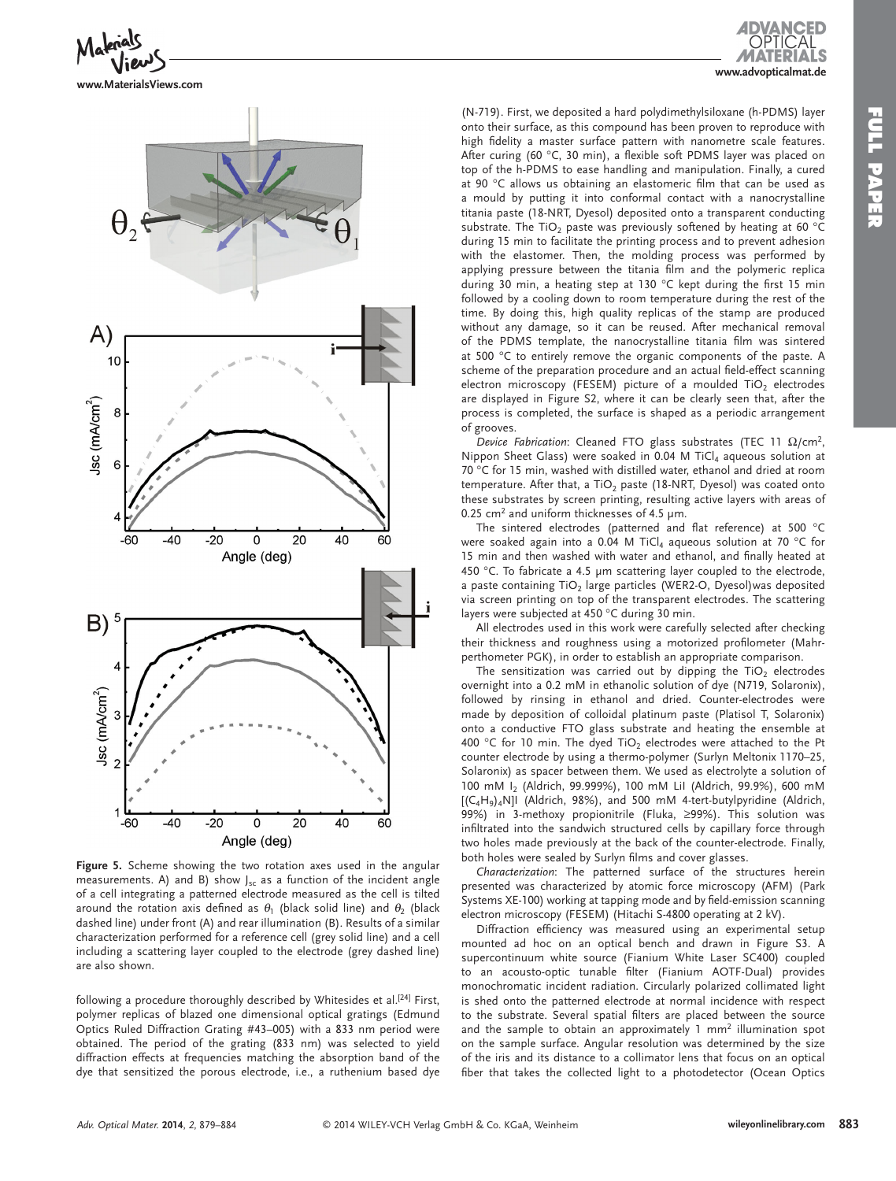**Figure 5.** Scheme showing the two rotation axes used in the angular measurements. A) and B) show $J_{sc}$ as a function of the incident angle of a cell integrating a patterned electrode measured as the cell is tilted around the rotation axis defined as $\theta_1$ (black solid line) and $\theta_2$ (black dashed line) under front (A) and rear illumination (B). Results of a similar characterization performed for a reference cell (grey solid line) and a cell including a scattering layer coupled to the electrode (grey dashed line) are also shown.

following a procedure thoroughly described by Whitesides et al.[24] First, polymer replicas of blazed one dimensional optical gratings (Edmund Optics Ruled Diffraction Grating #43–005) with a 833 nm period were obtained. The period of the grating (833 nm) was selected to yield diffraction effects at frequencies matching the absorption band of the dye that sensitized the porous electrode, i.e., a ruthenium based dye (N-719). First, we deposited a hard polydimethylsiloxane (h-PDMS) layer onto their surface, as this compound has been proven to reproduce with high fidelity a master surface pattern with nanometre scale features. After curing (60 °C, 30 min), a flexible soft PDMS layer was placed on top of the h-PDMS to ease handling and manipulation. Finally, a cured at 90 °C allows us obtaining an elastomeric film that can be used as a mould by putting it into conformal contact with a nanocrystalline titania paste (18-NRT, Dyesol) deposited onto a transparent conducting substrate. The $TiO_2$ paste was previously softened by heating at 60 °C during 15 min to facilitate the printing process and to prevent adhesion with the elastomer. Then, the molding process was performed by applying pressure between the titania film and the polymeric replica during 30 min, a heating step at 130 °C kept during the first 15 min followed by a cooling down to room temperature during the rest of the time. By doing this, high quality replicas of the stamp are produced without any damage, so it can be reused. After mechanical removal of the PDMS template, the nanocrystalline titania film was sintered at 500 °C to entirely remove the organic components of the paste. A scheme of the preparation procedure and an actual field-effect scanning electron microscopy (FESEM) picture of a moulded $TiO_2$ electrodes are displayed in Figure S2, where it can be clearly seen that, after the process is completed, the surface is shaped as a periodic arrangement of grooves.

*Device Fabrication*: Cleaned FTO glass substrates (TEC 11 Ω/cm$^2$, Nippon Sheet Glass) were soaked in 0.04 M $TiCl_4$ aqueous solution at 70 °C for 15 min, washed with distilled water, ethanol and dried at room temperature. After that, a $TiO_2$ paste (18-NRT, Dyesol) was coated onto these substrates by screen printing, resulting active layers with areas of 0.25 cm$^2$ and uniform thicknesses of 4.5 µm.

The sintered electrodes (patterned and flat reference) at 500 °C were soaked again into a 0.04 M $TiCl_4$ aqueous solution at 70 °C for 15 min and then washed with water and ethanol, and finally heated at 450 °C. To fabricate a 4.5 µm scattering layer coupled to the electrode, a paste containing $TiO_2$ large particles (WER2-O, Dyesol)was deposited via screen printing on top of the transparent electrodes. The scattering layers were subjected at 450 °C during 30 min.

All electrodes used in this work were carefully selected after checking their thickness and roughness using a motorized profilometer (Mahr-perthometer PGK), in order to establish an appropriate comparison.

The sensitization was carried out by dipping the $TiO_2$ electrodes overnight into a 0.2 mM in ethanolic solution of dye (N719, Solaronix), followed by rinsing in ethanol and dried. Counter-electrodes were made by deposition of colloidal platinum paste (Platisol T, Solaronix) onto a conductive FTO glass substrate and heating the ensemble at 400 °C for 10 min. The dyed $TiO_2$ electrodes were attached to the Pt counter electrode by using a thermo-polymer (Surlyn Meltonix 1170–25, Solaronix) as spacer between them. We used as electrolyte a solution of 100 mM $I_2$ (Aldrich, 99.999%), 100 mM LiI (Aldrich, 99.9%), 600 mM $[(C_4H_9)_4N]I$ (Aldrich, 98%), and 500 mM 4-tert-butylpyridine (Aldrich, 99%) in 3-methoxy propionitrile (Fluka, ≥99%). This solution was infiltrated into the sandwich structured cells by capillary force through two holes made previously at the back of the counter-electrode. Finally, both holes were sealed by Surlyn films and cover glasses.

*Characterization*: The patterned surface of the structures herein presented was characterized by atomic force microscopy (AFM) (Park Systems XE-100) working at tapping mode and by field-emission scanning electron microscopy (FESEM) (Hitachi S-4800 operating at 2 kV).

Diffraction efficiency was measured using an experimental setup mounted ad hoc on an optical bench and drawn in Figure S3. A supercontinuum white source (Fianium White Laser SC400) coupled to an acousto-optic tunable filter (Fianium AOTF-Dual) provides monochromatic incident radiation. Circularly polarized collimated light is shed onto the patterned electrode at normal incidence with respect to the substrate. Several spatial filters are placed between the source and the sample to obtain an approximately 1 mm$^2$ illumination spot on the sample surface. Angular resolution was determined by the size of the iris and its distance to a collimator lens that focus on an optical fiber that takes the collected light to a photodetector (Ocean Optics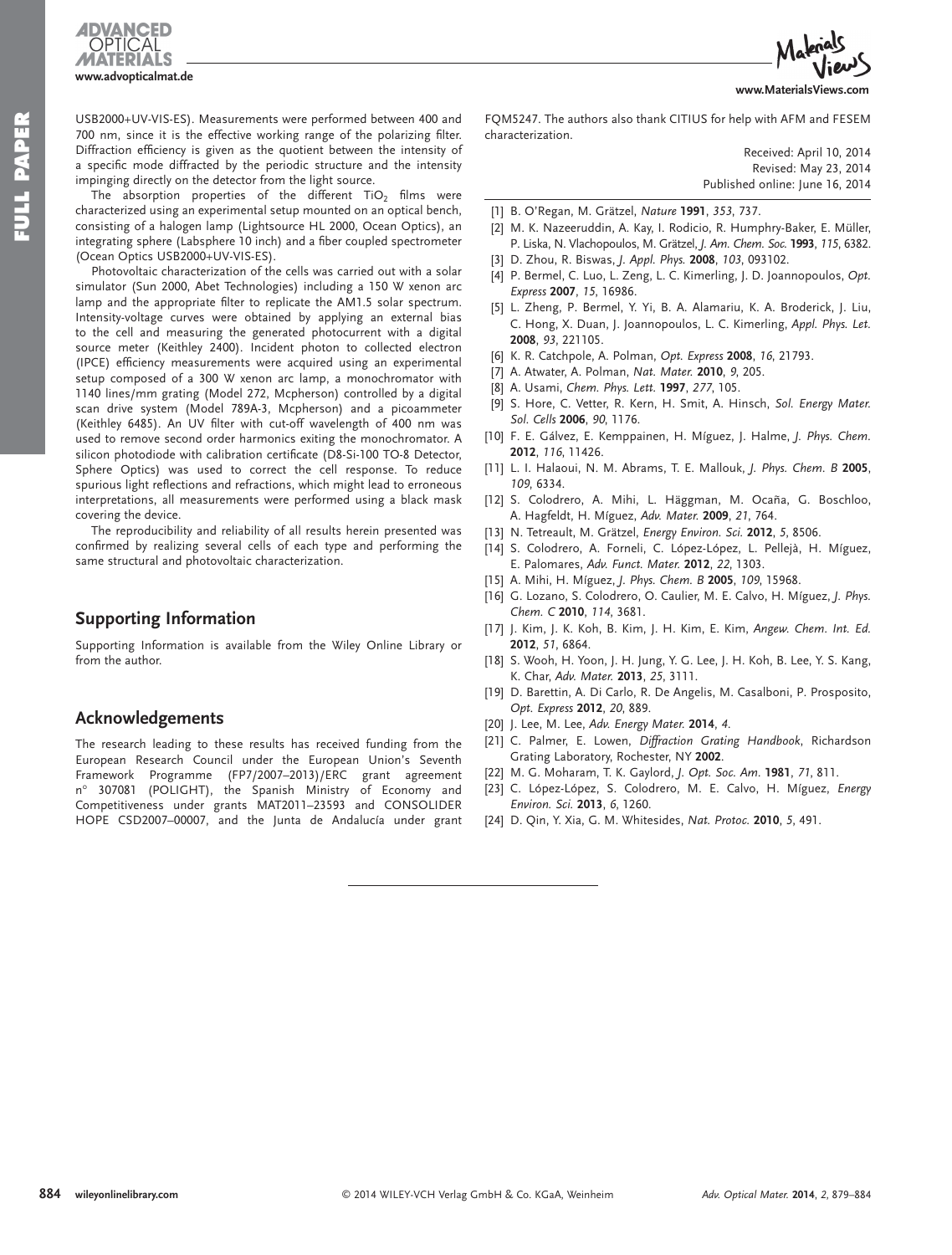USB2000+UV-VIS-ES). Measurements were performed between 400 and 700 nm, since it is the effective working range of the polarizing filter. Diffraction efficiency is given as the quotient between the intensity of a specific mode diffracted by the periodic structure and the intensity impinging directly on the detector from the light source.

The absorption properties of the different $TiO_2$ films were characterized using an experimental setup mounted on an optical bench, consisting of a halogen lamp (Lightsource HL 2000, Ocean Optics), an integrating sphere (Labsphere 10 inch) and a fiber coupled spectrometer (Ocean Optics USB2000+UV-VIS-ES).

Photovoltaic characterization of the cells was carried out with a solar simulator (Sun 2000, Abet Technologies) including a 150 W xenon arc lamp and the appropriate filter to replicate the AM1.5 solar spectrum. Intensity-voltage curves were obtained by applying an external bias to the cell and measuring the generated photocurrent with a digital source meter (Keithley 2400). Incident photon to collected electron (IPCE) efficiency measurements were acquired using an experimental setup composed of a 300 W xenon arc lamp, a monochromator with 1140 lines/mm grating (Model 272, Mcpherson) controlled by a digital scan drive system (Model 789A-3, Mcpherson) and a picoammeter (Keithley 6485). An UV filter with cut-off wavelength of 400 nm was used to remove second order harmonics exiting the monochromator. A silicon photodiode with calibration certificate (D8-Si-100 TO-8 Detector, Sphere Optics) was used to correct the cell response. To reduce spurious light reflections and refractions, which might lead to erroneous interpretations, all measurements were performed using a black mask covering the device.

The reproducibility and reliability of all results herein presented was confirmed by realizing several cells of each type and performing the same structural and photovoltaic characterization.

## Supporting Information

Supporting Information is available from the Wiley Online Library or from the author.

## Acknowledgements

The research leading to these results has received funding from the European Research Council under the European Union's Seventh Framework Programme (FP7/2007–2013)/ERC grant agreement n° 307081 (POLIGHT), the Spanish Ministry of Economy and Competitiveness under grants MAT2011–23593 and CONSOLIDER HOPE CSD2007–00007, and the Junta de Andalucía under grant FQM5247. The authors also thank CITIUS for help with AFM and FESEM characterization.

Received: April 10, 2014
Revised: May 23, 2014
Published online: June 16, 2014

[1] B. O'Regan, M. Grätzel, *Nature* **1991**, *353*, 737.
[2] M. K. Nazeeruddin, A. Kay, I. Rodicio, R. Humphry-Baker, E. Müller, P. Liska, N. Vlachopoulos, M. Grätzel, *J. Am. Chem. Soc.* **1993**, *115*, 6382.
[3] D. Zhou, R. Biswas, *J. Appl. Phys.* **2008**, *103*, 093102.
[4] P. Bermel, C. Luo, L. Zeng, L. C. Kimerling, J. D. Joannopoulos, *Opt. Express* **2007**, *15*, 16986.
[5] L. Zheng, P. Bermel, Y. Yi, B. A. Alamariu, K. A. Broderick, J. Liu, C. Hong, X. Duan, J. Joannopoulos, L. C. Kimerling, *Appl. Phys. Let.* **2008**, *93*, 221105.
[6] K. R. Catchpole, A. Polman, *Opt. Express* **2008**, *16*, 21793.
[7] A. Atwater, A. Polman, *Nat. Mater.* **2010**, *9*, 205.
[8] A. Usami, *Chem. Phys. Lett.* **1997**, *277*, 105.
[9] S. Hore, C. Vetter, R. Kern, H. Smit, A. Hinsch, *Sol. Energy Mater. Sol. Cells* **2006**, *90*, 1176.
[10] F. E. Gálvez, E. Kemppainen, H. Míguez, J. Halme, *J. Phys. Chem.* **2012**, *116*, 11426.
[11] L. I. Halaoui, N. M. Abrams, T. E. Mallouk, *J. Phys. Chem. B* **2005**, *109*, 6334.
[12] S. Colodrero, A. Mihi, L. Häggman, M. Ocaña, G. Boschloo, A. Hagfeldt, H. Míguez, *Adv. Mater.* **2009**, *21*, 764.
[13] N. Tetreault, M. Grätzel, *Energy Environ. Sci.* **2012**, *5*, 8506.
[14] S. Colodrero, A. Forneli, C. López-López, L. Pellejà, H. Míguez, E. Palomares, *Adv. Funct. Mater.* **2012**, *22*, 1303.
[15] A. Mihi, H. Míguez, *J. Phys. Chem. B* **2005**, *109*, 15968.
[16] G. Lozano, S. Colodrero, O. Caulier, M. E. Calvo, H. Míguez, *J. Phys. Chem. C* **2010**, *114*, 3681.
[17] J. Kim, J. K. Koh, B. Kim, J. H. Kim, E. Kim, *Angew. Chem. Int. Ed.* **2012**, *51*, 6864.
[18] S. Wooh, H. Yoon, J. H. Jung, Y. G. Lee, J. H. Koh, B. Lee, Y. S. Kang, K. Char, *Adv. Mater.* **2013**, *25*, 3111.
[19] D. Barettin, A. Di Carlo, R. De Angelis, M. Casalboni, P. Prosposito, *Opt. Express* **2012**, *20*, 889.
[20] J. Lee, M. Lee, *Adv. Energy Mater.* **2014**, *4*.
[21] C. Palmer, E. Lowen, *Diffraction Grating Handbook*, Richardson Grating Laboratory, Rochester, NY **2002**.
[22] M. G. Moharam, T. K. Gaylord, *J. Opt. Soc. Am.* **1981**, *71*, 811.
[23] C. López-López, S. Colodrero, M. E. Calvo, H. Míguez, *Energy Environ. Sci.* **2013**, *6*, 1260.
[24] D. Qin, Y. Xia, G. M. Whitesides, *Nat. Protoc.* **2010**, *5*, 491.